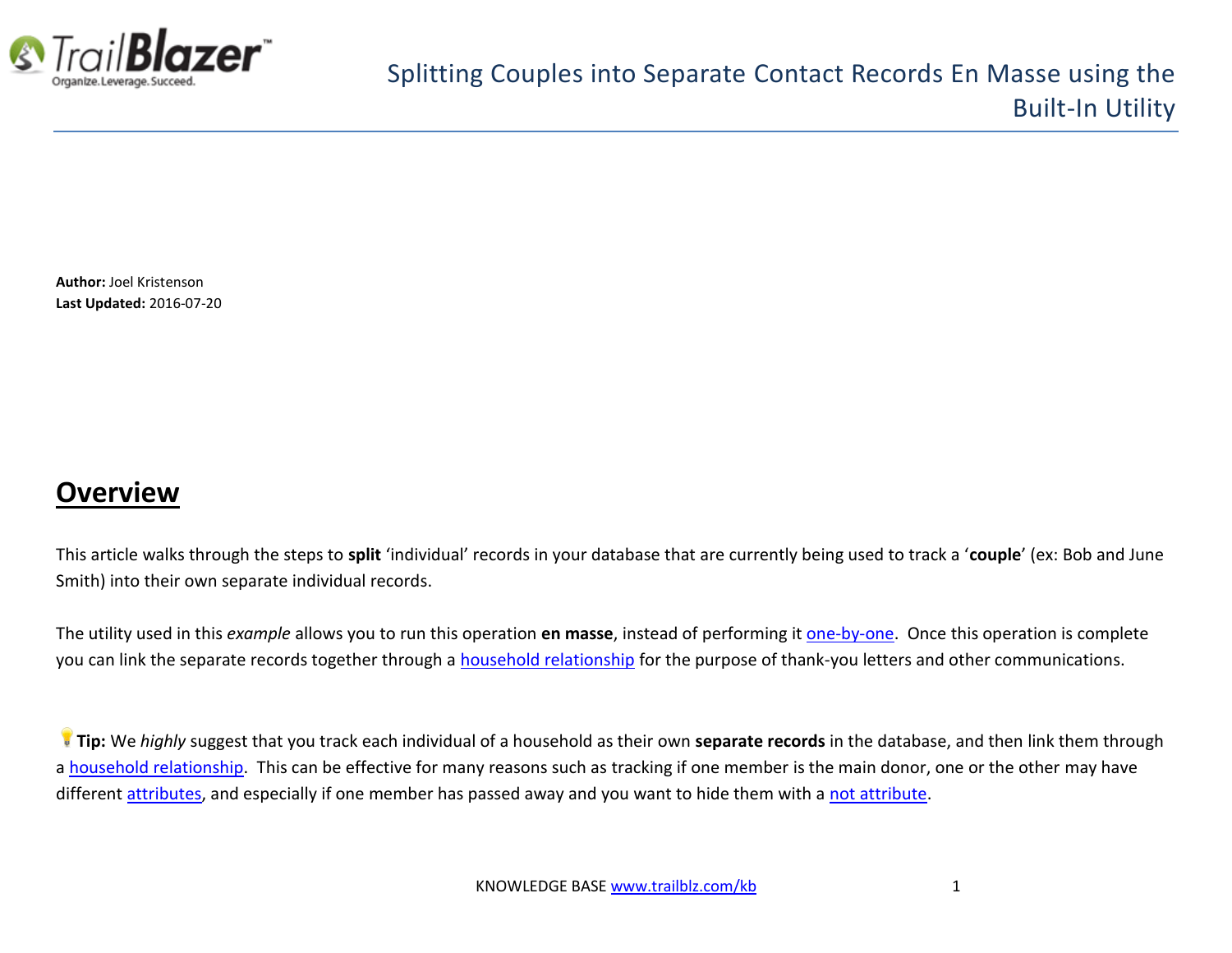# Splitting Couples into Separate Contact Records En Masse using the Built-In Utility

**Author:** Joel Kristenson
**Last Updated:** 2016-07-20

## Overview

This article walks through the steps to **split** 'individual' records in your database that are currently being used to track a '**couple**' (ex: Bob and June Smith) into their own separate individual records.

The utility used in this *example* allows you to run this operation **en masse**, instead of performing it one-by-one. Once this operation is complete you can link the separate records together through a household relationship for the purpose of thank-you letters and other communications.

**Tip:** We *highly* suggest that you track each individual of a household as their own **separate records** in the database, and then link them through a household relationship. This can be effective for many reasons such as tracking if one member is the main donor, one or the other may have different attributes, and especially if one member has passed away and you want to hide them with a not attribute.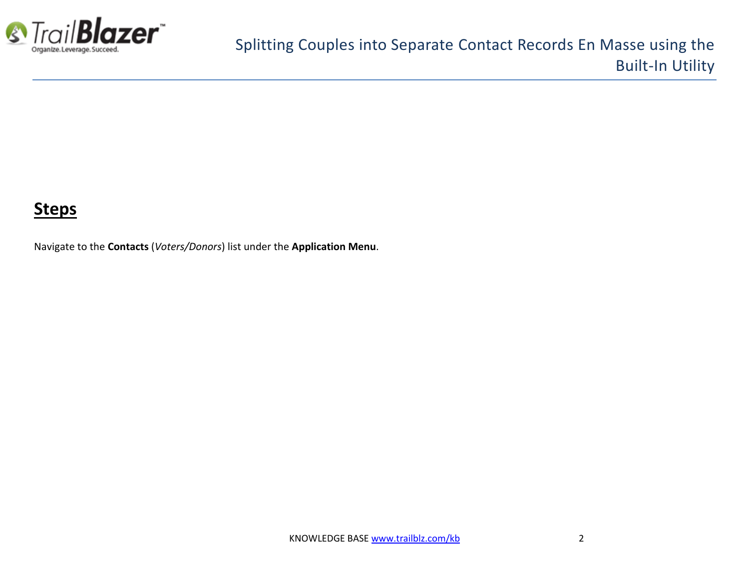## Steps

Navigate to the **Contacts** (*Voters/Donors*) list under the **Application Menu**.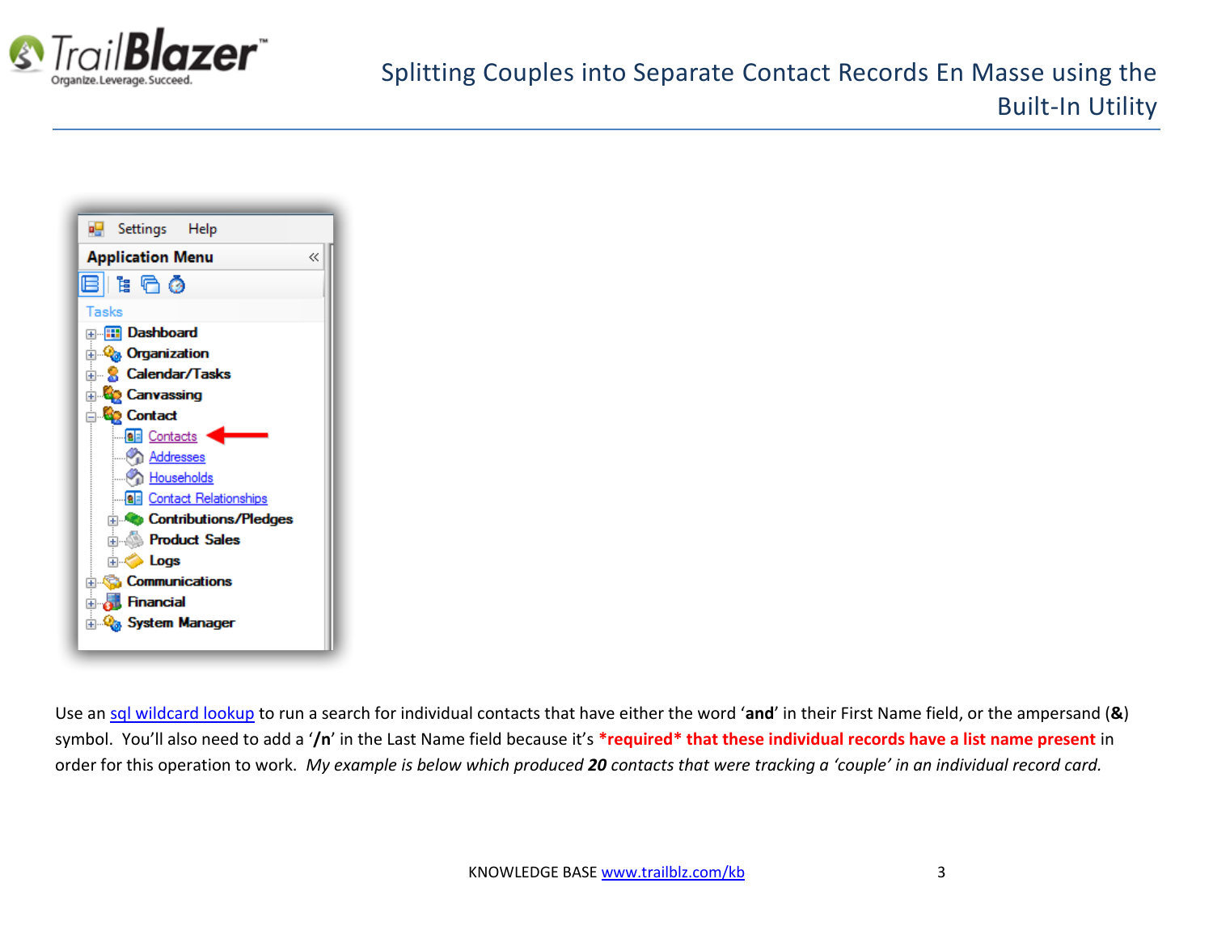Use an sql wildcard lookup to run a search for individual contacts that have either the word '**and**' in their First Name field, or the ampersand (**&**) symbol. You'll also need to add a '**/n**' in the Last Name field because it's ***required* that these individual records have a list name present** in order for this operation to work. *My example is below which produced **20** contacts that were tracking a 'couple' in an individual record card.*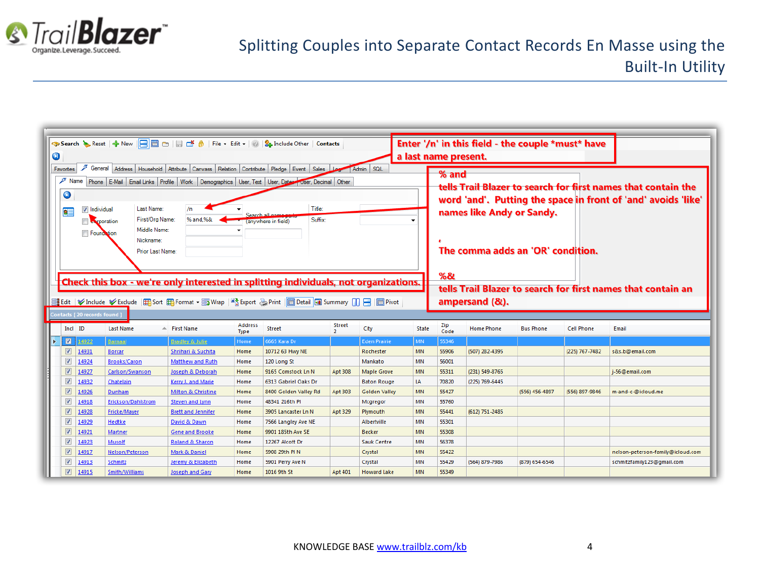# Splitting Couples into Separate Contact Records En Masse using the Built-In Utility

Enter '/n' in this field - the couple *must* have a last name present.

% and
tells Trail Blazer to search for first names that contain the word 'and'. Putting the space in front of 'and' avoids 'like' names like Andy or Sandy.

,
The comma adds an 'OR' condition.

%&
tells Trail Blazer to search for first names that contain an ampersand (&).

Check this box - we're only interested in splitting individuals, not organizations.

Last Name: /n
First/Org Name: % and,%&

Contacts [ 20 records found ]

| Incl | ID | Last Name | First Name | Address Type | Street | Street 2 | City | State | Zip Code | Home Phone | Bus Phone | Cell Phone | Email |
|---|---|---|---|---|---|---|---|---|---|---|---|---|---|
| ☑ | 14922 | Barnaal | Bradley & Julie | Home | 6665 Kara Dr | | Eden Prairie | MN | 55346 | | | | |
| ☑ | 14931 | Borcar | Shrihari & Suchita | Home | 10712 63 Hwy NE | | Rochester | MN | 55906 | (507) 282-4395 | | (225) 767-7482 | s&s.b@email.com |
| ☑ | 14924 | Brooks/Caron | Matthew and Ruth | Home | 120 Long St | | Mankato | MN | 56001 | | | | |
| ☑ | 14927 | Carlson/Swanson | Joseph & Deborah | Home | 9165 Comstock Ln N | Apt 308 | Maple Grove | MN | 55311 | (231) 549-8765 | | | j-56@email.com |
| ☑ | 14932 | Chatelain | Kerry J. and Marie | Home | 6313 Gabriel Oaks Dr | | Baton Rouge | LA | 70820 | (225) 769-6445 | | | |
| ☑ | 14926 | Dunham | Milton & Christine | Home | 8400 Golden Valley Rd | Apt 303 | Golden Valley | MN | 55427 | | (556) 456-4897 | (556) 897-9846 | m-and-c-@icloud.me |
| ☑ | 14918 | Erickson/Dahlstrom | Steven and Lynn | Home | 48341 216th Pl | | Mcgregor | MN | 55760 | | | | |
| ☑ | 14928 | Fricke/Mayer | Brett and Jennifer | Home | 3905 Lancaster Ln N | Apt 329 | Plymouth | MN | 55441 | (612) 751-2485 | | | |
| ☑ | 14929 | Hedtke | David & Dawn | Home | 7566 Langley Ave NE | | Albertville | MN | 55301 | | | | |
| ☑ | 14921 | Martner | Gene and Brooke | Home | 9901 185th Ave SE | | Becker | MN | 55308 | | | | |
| ☑ | 14923 | Musolf | Roland & Sharon | Home | 12267 Alcott Dr | | Sauk Centre | MN | 56378 | | | | |
| ☑ | 14917 | Nelson/Peterson | Mark & Daniel | Home | 5908 29th Pl N | | Crystal | MN | 55422 | | | | nelson-peterson-family@icloud.com |
| ☑ | 14913 | Schmitz | Jeremy & Elizabeth | Home | 5901 Perry Ave N | | Crystal | MN | 55429 | (564) 879-7986 | (879) 654-6546 | | schmitzfamily123@gmail.com |
| ☑ | 14915 | Smith/Williams | Joseph and Gary | Home | 1016 9th St | Apt 401 | Howard Lake | MN | 55349 | | | | |

KNOWLEDGE BASE www.trailblz.com/kb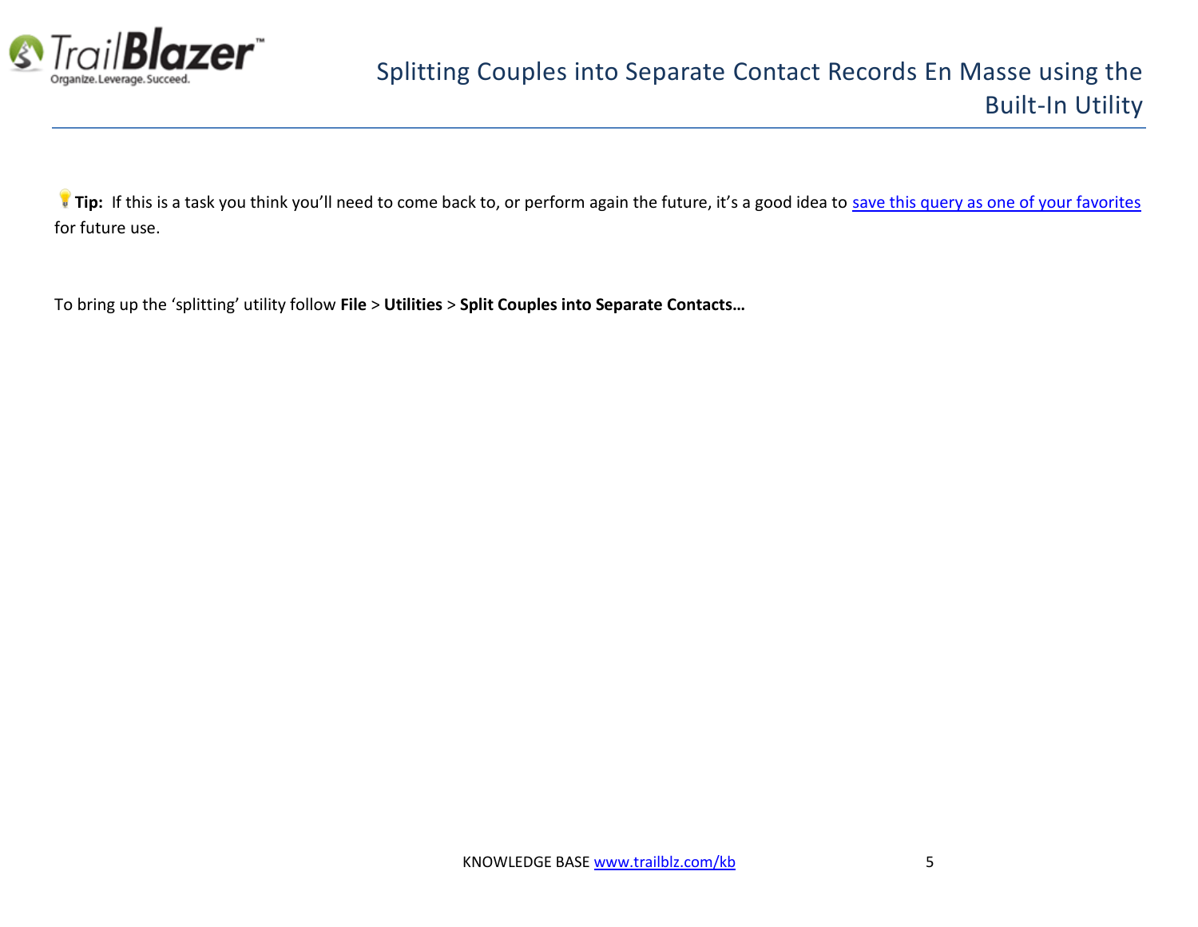💡**Tip:** If this is a task you think you'll need to come back to, or perform again the future, it's a good idea to [save this query as one of your favorites](save this query as one of your favorites) for future use.

To bring up the 'splitting' utility follow **File** > **Utilities** > **Split Couples into Separate Contacts…**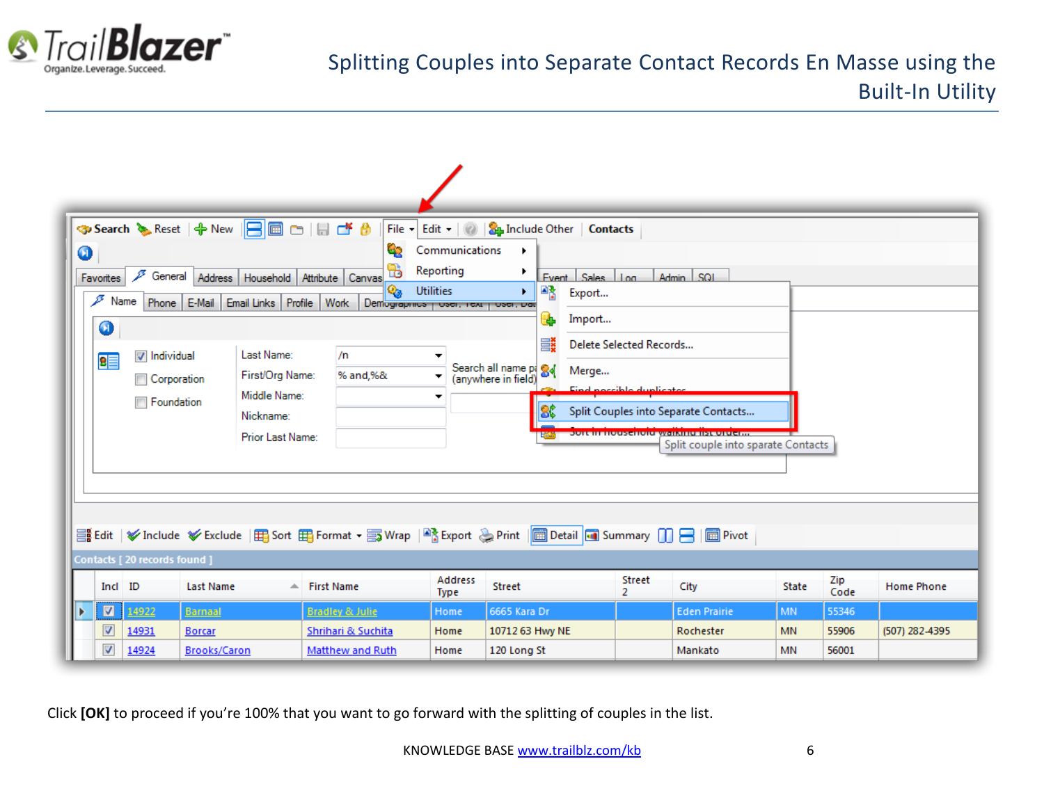Click **[OK]** to proceed if you're 100% that you want to go forward with the splitting of couples in the list.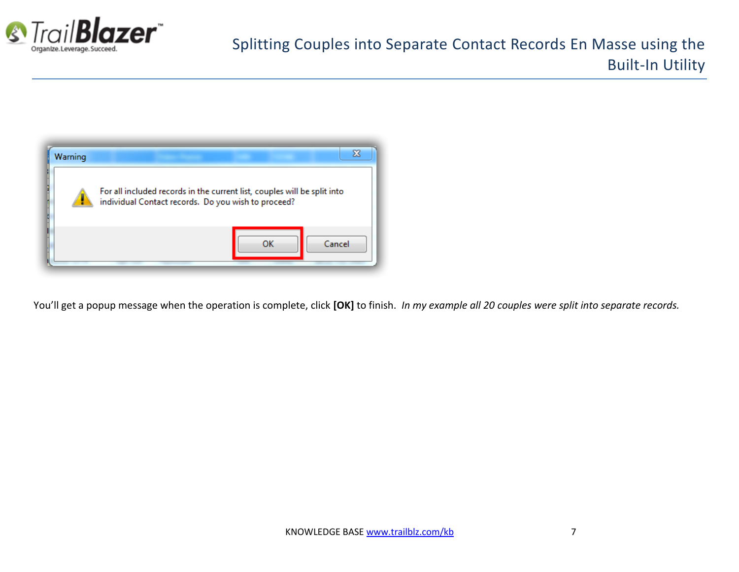You'll get a popup message when the operation is complete, click **[OK]** to finish. *In my example all 20 couples were split into separate records.*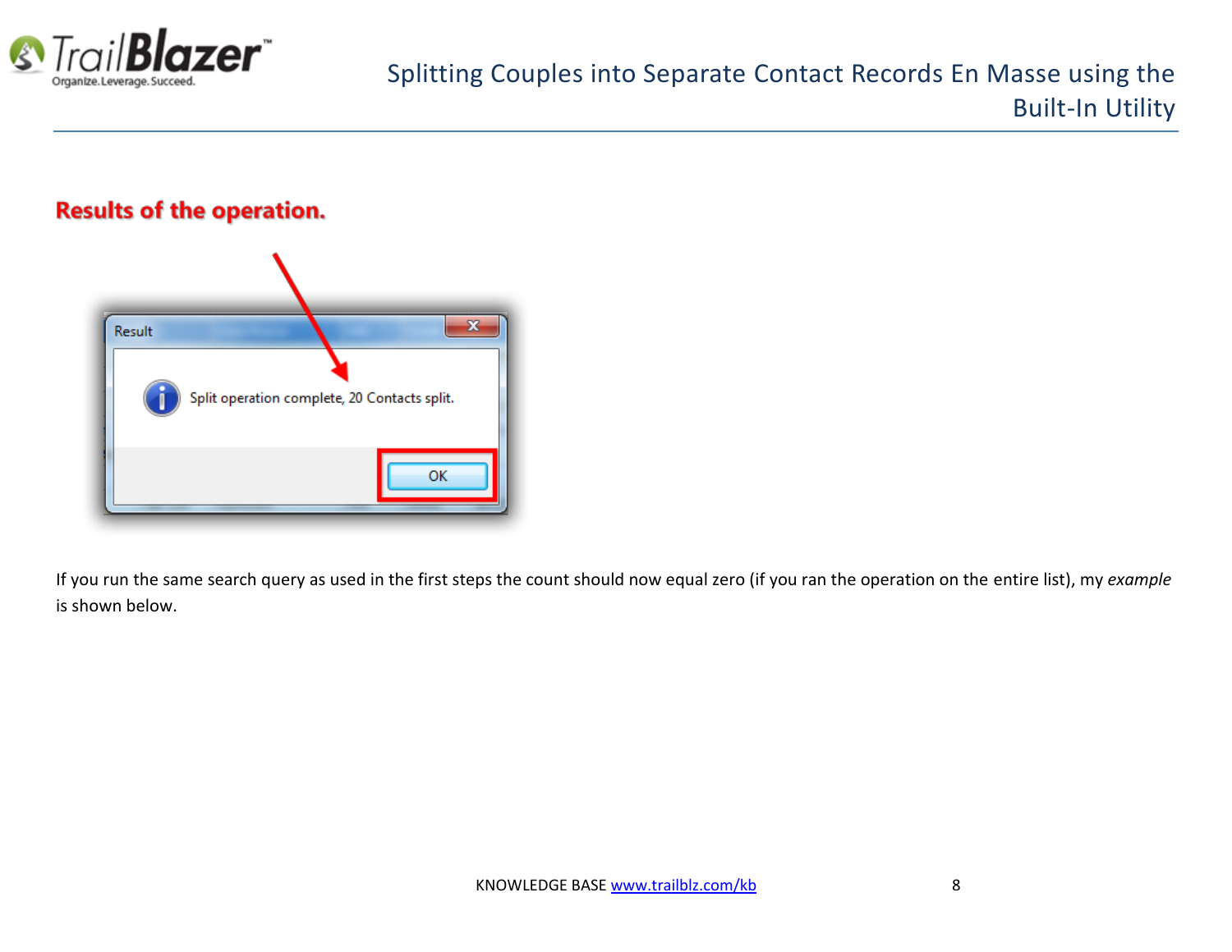## Results of the operation.

If you run the same search query as used in the first steps the count should now equal zero (if you ran the operation on the entire list), my *example* is shown below.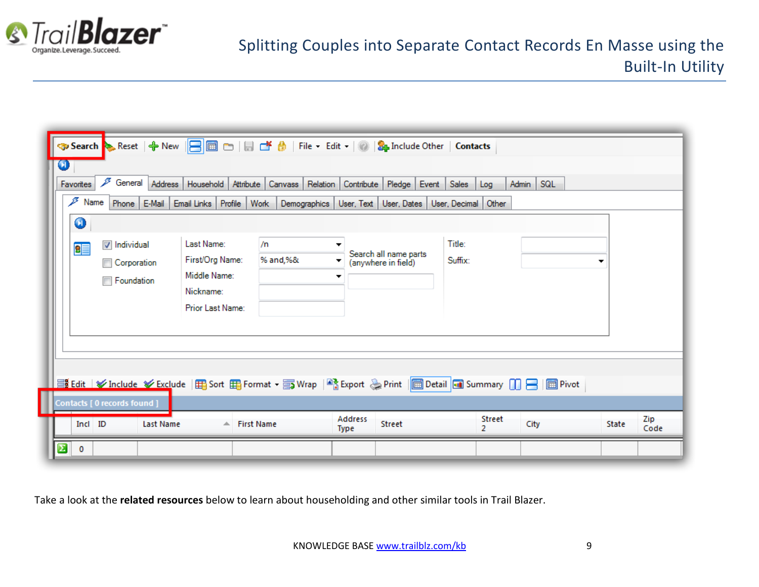Take a look at the **related resources** below to learn about householding and other similar tools in Trail Blazer.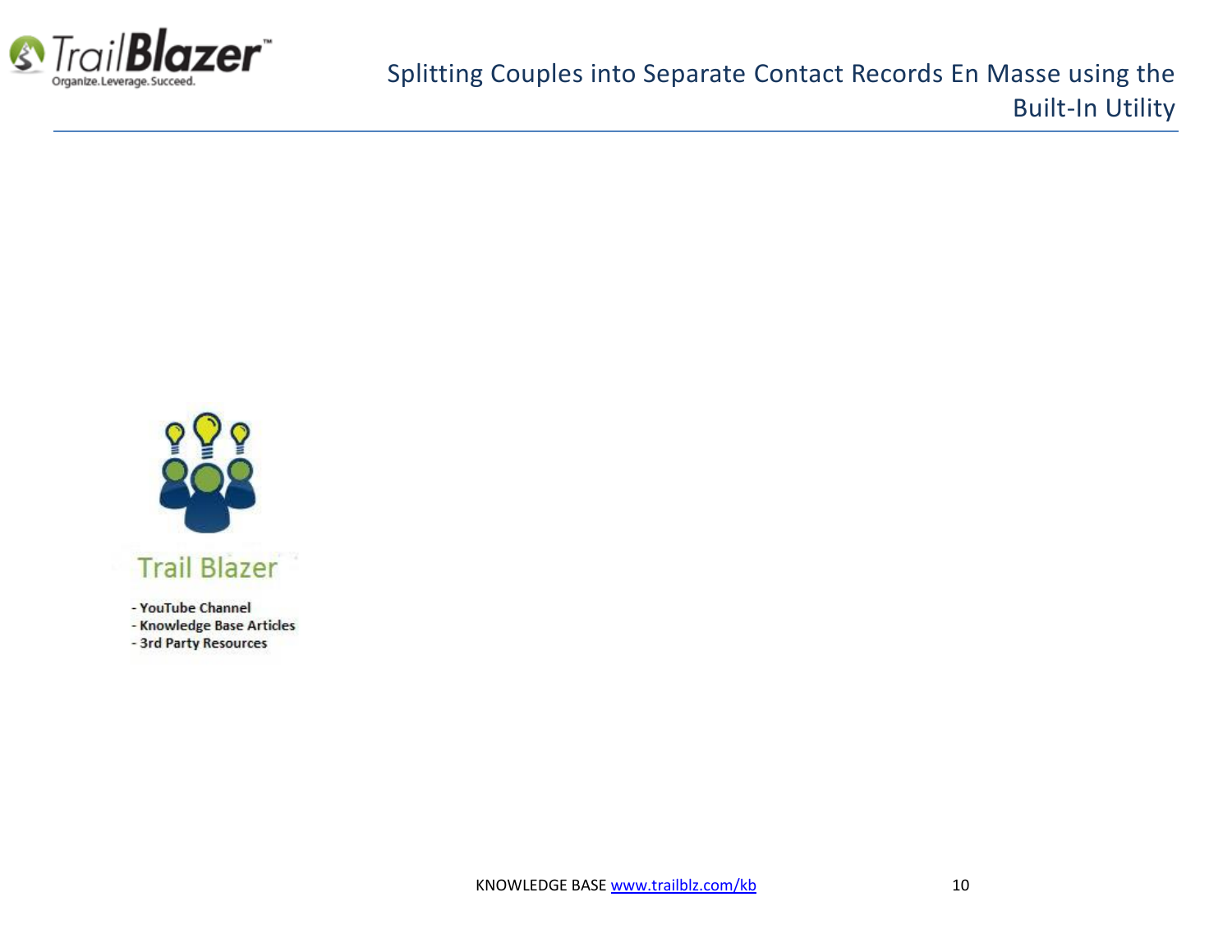Trail Blazer

- YouTube Channel
- Knowledge Base Articles
- 3rd Party Resources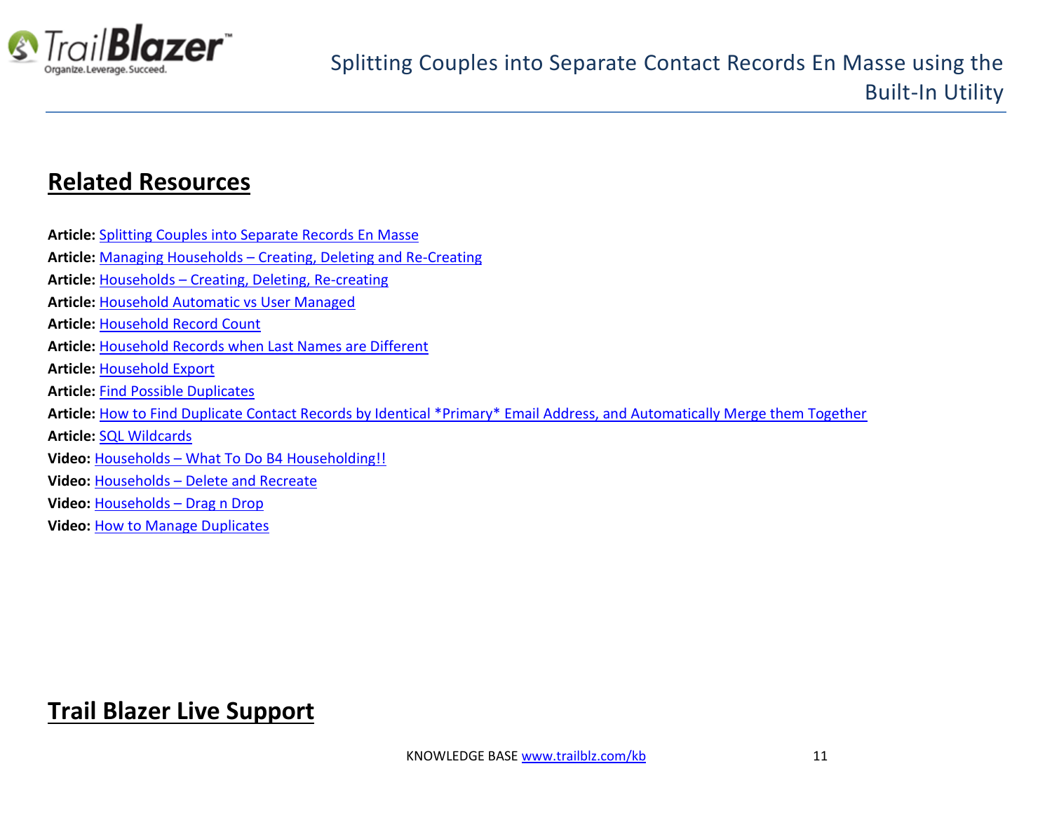## Related Resources

**Article:** Splitting Couples into Separate Records En Masse
**Article:** Managing Households – Creating, Deleting and Re-Creating
**Article:** Households – Creating, Deleting, Re-creating
**Article:** Household Automatic vs User Managed
**Article:** Household Record Count
**Article:** Household Records when Last Names are Different
**Article:** Household Export
**Article:** Find Possible Duplicates
**Article:** How to Find Duplicate Contact Records by Identical *Primary* Email Address, and Automatically Merge them Together
**Article:** SQL Wildcards
**Video:** Households – What To Do B4 Householding!!
**Video:** Households – Delete and Recreate
**Video:** Households – Drag n Drop
**Video:** How to Manage Duplicates

## Trail Blazer Live Support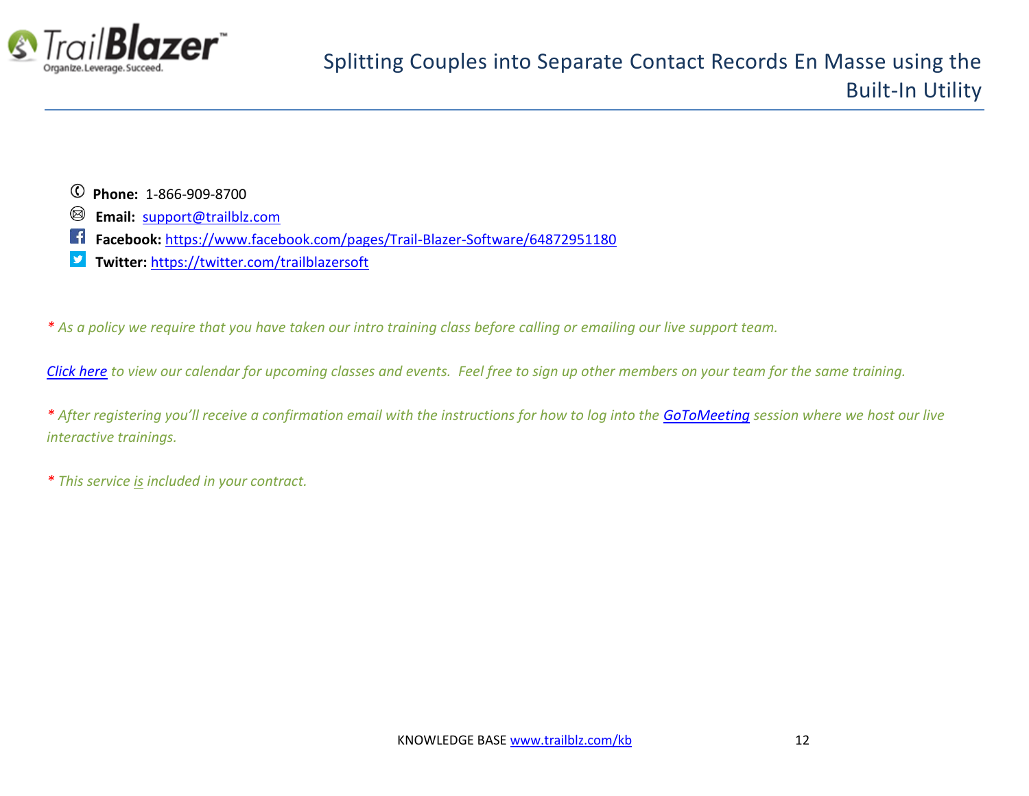- **Phone:** 1-866-909-8700
- **Email:** support@trailblz.com
- **Facebook:** https://www.facebook.com/pages/Trail-Blazer-Software/64872951180
- **Twitter:** https://twitter.com/trailblazersoft

*\* As a policy we require that you have taken our intro training class before calling or emailing our live support team.*

*Click here to view our calendar for upcoming classes and events. Feel free to sign up other members on your team for the same training.*

*\* After registering you'll receive a confirmation email with the instructions for how to log into the GoToMeeting session where we host our live interactive trainings.*

*\* This service is included in your contract.*